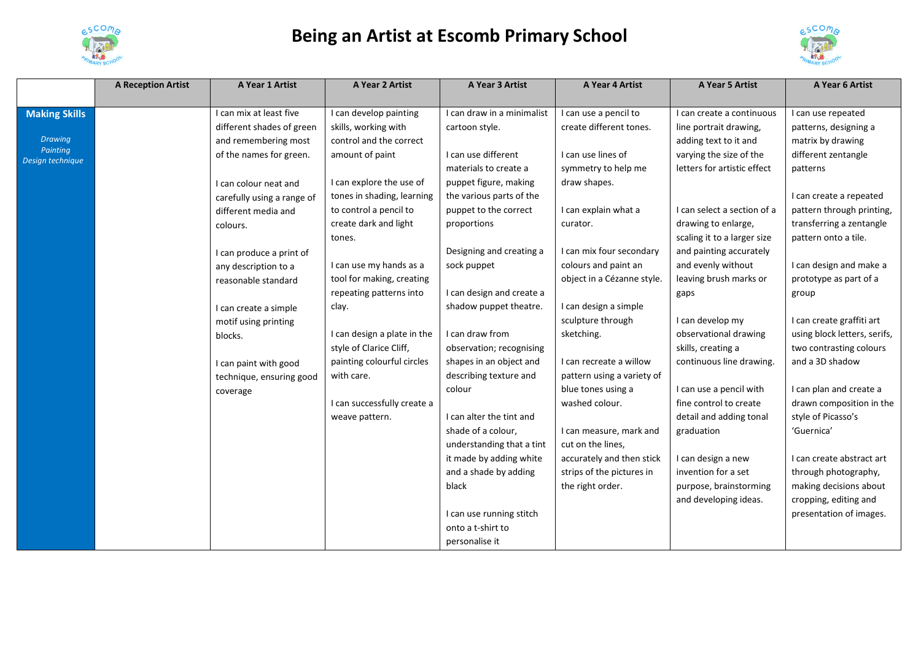# Being an Artist at Escomb Primary School

| | A Reception Artist | A Year 1 Artist | A Year 2 Artist | A Year 3 Artist | A Year 4 Artist | A Year 5 Artist | A Year 6 Artist |
|---|---|---|---|---|---|---|---|
| **Making Skills**<br><br>*Drawing*<br>*Painting*<br>*Design technique* | | I can mix at least five different shades of green and remembering most of the names for green.<br><br>I can colour neat and carefully using a range of different media and colours.<br><br>I can produce a print of any description to a reasonable standard<br><br>I can create a simple motif using printing blocks.<br><br>I can paint with good technique, ensuring good coverage | I can develop painting skills, working with control and the correct amount of paint<br><br>I can explore the use of tones in shading, learning to control a pencil to create dark and light tones.<br><br>I can use my hands as a tool for making, creating repeating patterns into clay.<br><br>I can design a plate in the style of Clarice Cliff, painting colourful circles with care.<br><br>I can successfully create a weave pattern. | I can draw in a minimalist cartoon style.<br><br>I can use different materials to create a puppet figure, making the various parts of the puppet to the correct proportions<br><br>Designing and creating a sock puppet<br><br>I can design and create a shadow puppet theatre.<br><br>I can draw from observation; recognising shapes in an object and describing texture and colour<br><br>I can alter the tint and shade of a colour, understanding that a tint it made by adding white and a shade by adding black<br><br>I can use running stitch onto a t-shirt to personalise it | I can use a pencil to create different tones.<br><br>I can use lines of symmetry to help me draw shapes.<br><br>I can explain what a curator.<br><br>I can mix four secondary colours and paint an object in a Cézanne style.<br><br>I can design a simple sculpture through sketching.<br><br>I can recreate a willow pattern using a variety of blue tones using a washed colour.<br><br>I can measure, mark and cut on the lines, accurately and then stick strips of the pictures in the right order. | I can create a continuous line portrait drawing, adding text to it and varying the size of the letters for artistic effect<br><br>I can select a section of a drawing to enlarge, scaling it to a larger size and painting accurately and evenly without leaving brush marks or gaps<br><br>I can develop my observational drawing skills, creating a continuous line drawing.<br><br>I can use a pencil with fine control to create detail and adding tonal graduation<br><br>I can design a new invention for a set purpose, brainstorming and developing ideas. | I can use repeated patterns, designing a matrix by drawing different zentangle patterns<br><br>I can create a repeated pattern through printing, transferring a zentangle pattern onto a tile.<br><br>I can design and make a prototype as part of a group<br><br>I can create graffiti art using block letters, serifs, two contrasting colours and a 3D shadow<br><br>I can plan and create a drawn composition in the style of Picasso's 'Guernica'<br><br>I can create abstract art through photography, making decisions about cropping, editing and presentation of images. |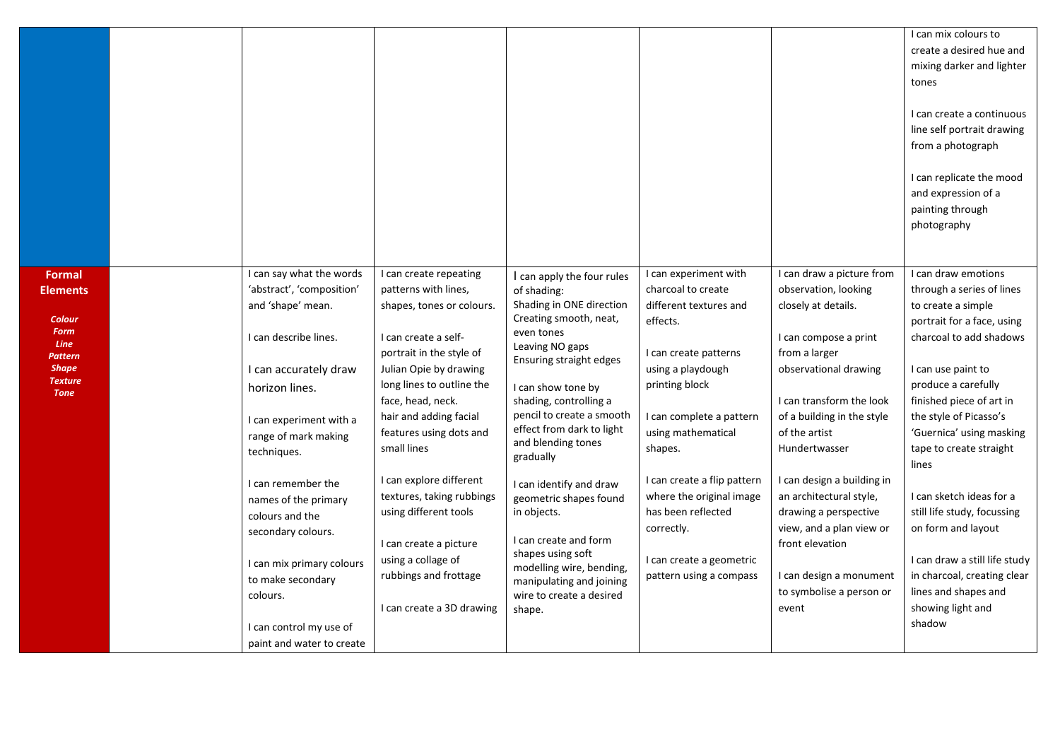| | | | | | | | |
|---|---|---|---|---|---|---|---|
| | | | | | | | I can mix colours to create a desired hue and mixing darker and lighter tones<br><br>I can create a continuous line self portrait drawing from a photograph<br><br>I can replicate the mood and expression of a painting through photography |
| **Formal Elements**<br><br>***Colour***<br>***Form***<br>***Line***<br>***Pattern***<br>***Shape***<br>***Texture***<br>***Tone*** | | I can say what the words 'abstract', 'composition' and 'shape' mean.<br><br>I can describe lines.<br><br>I can accurately draw horizon lines.<br><br>I can experiment with a range of mark making techniques.<br><br>I can remember the names of the primary colours and the secondary colours.<br><br>I can mix primary colours to make secondary colours.<br><br>I can control my use of paint and water to create | I can create repeating patterns with lines, shapes, tones or colours.<br><br>I can create a self-portrait in the style of Julian Opie by drawing long lines to outline the face, head, neck. hair and adding facial features using dots and small lines<br><br>I can explore different textures, taking rubbings using different tools<br><br>I can create a picture using a collage of rubbings and frottage<br><br>I can create a 3D drawing | I can apply the four rules of shading:<br>Shading in ONE direction<br>Creating smooth, neat, even tones<br>Leaving NO gaps<br>Ensuring straight edges<br><br>I can show tone by shading, controlling a pencil to create a smooth effect from dark to light and blending tones gradually<br><br>I can identify and draw geometric shapes found in objects.<br><br>I can create and form shapes using soft modelling wire, bending, manipulating and joining wire to create a desired shape. | I can experiment with charcoal to create different textures and effects.<br><br>I can create patterns using a playdough printing block<br><br>I can complete a pattern using mathematical shapes.<br><br>I can create a flip pattern where the original image has been reflected correctly.<br><br>I can create a geometric pattern using a compass | I can draw a picture from observation, looking closely at details.<br><br>I can compose a print from a larger observational drawing<br><br>I can transform the look of a building in the style of the artist Hundertwasser<br><br>I can design a building in an architectural style, drawing a perspective view, and a plan view or front elevation<br><br>I can design a monument to symbolise a person or event | I can draw emotions through a series of lines to create a simple portrait for a face, using charcoal to add shadows<br><br>I can use paint to produce a carefully finished piece of art in the style of Picasso's 'Guernica' using masking tape to create straight lines<br><br>I can sketch ideas for a still life study, focussing on form and layout<br><br>I can draw a still life study in charcoal, creating clear lines and shapes and showing light and shadow |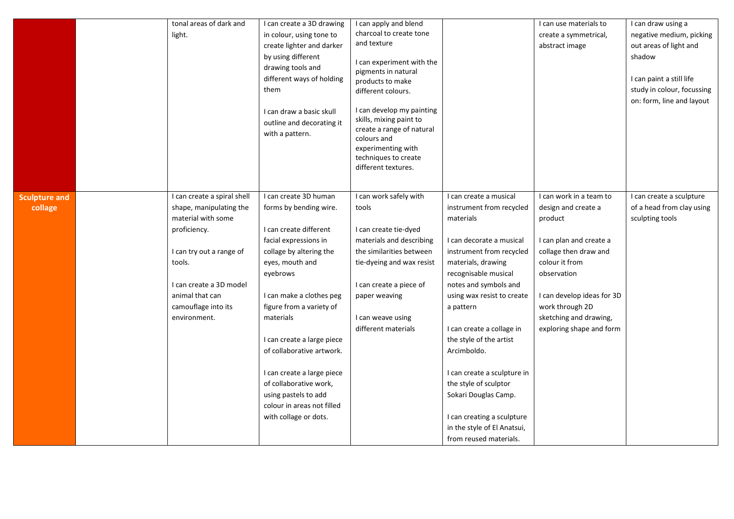| | | | | | | | |
|---|---|---|---|---|---|---|---|
| | | tonal areas of dark and light. | I can create a 3D drawing in colour, using tone to create lighter and darker by using different drawing tools and different ways of holding them<br><br>I can draw a basic skull outline and decorating it with a pattern. | I can apply and blend charcoal to create tone and texture<br><br>I can experiment with the pigments in natural products to make different colours.<br><br>I can develop my painting skills, mixing paint to create a range of natural colours and experimenting with techniques to create different textures. | | I can use materials to create a symmetrical, abstract image | I can draw using a negative medium, picking out areas of light and shadow<br><br>I can paint a still life study in colour, focussing on: form, line and layout |
| **Sculpture and collage** | | I can create a spiral shell shape, manipulating the material with some proficiency.<br><br>I can try out a range of tools.<br><br>I can create a 3D model animal that can camouflage into its environment. | I can create 3D human forms by bending wire.<br><br>I can create different facial expressions in collage by altering the eyes, mouth and eyebrows<br><br>I can make a clothes peg figure from a variety of materials<br><br>I can create a large piece of collaborative artwork.<br><br>I can create a large piece of collaborative work, using pastels to add colour in areas not filled with collage or dots. | I can work safely with tools<br><br>I can create tie-dyed materials and describing the similarities between tie-dyeing and wax resist<br><br>I can create a piece of paper weaving<br><br>I can weave using different materials | I can create a musical instrument from recycled materials<br><br>I can decorate a musical instrument from recycled materials, drawing recognisable musical notes and symbols and using wax resist to create a pattern<br><br>I can create a collage in the style of the artist Arcimboldo.<br><br>I can create a sculpture in the style of sculptor Sokari Douglas Camp.<br><br>I can creating a sculpture in the style of El Anatsui, from reused materials. | I can work in a team to design and create a product<br><br>I can plan and create a collage then draw and colour it from observation<br><br>I can develop ideas for 3D work through 2D sketching and drawing, exploring shape and form | I can create a sculpture of a head from clay using sculpting tools |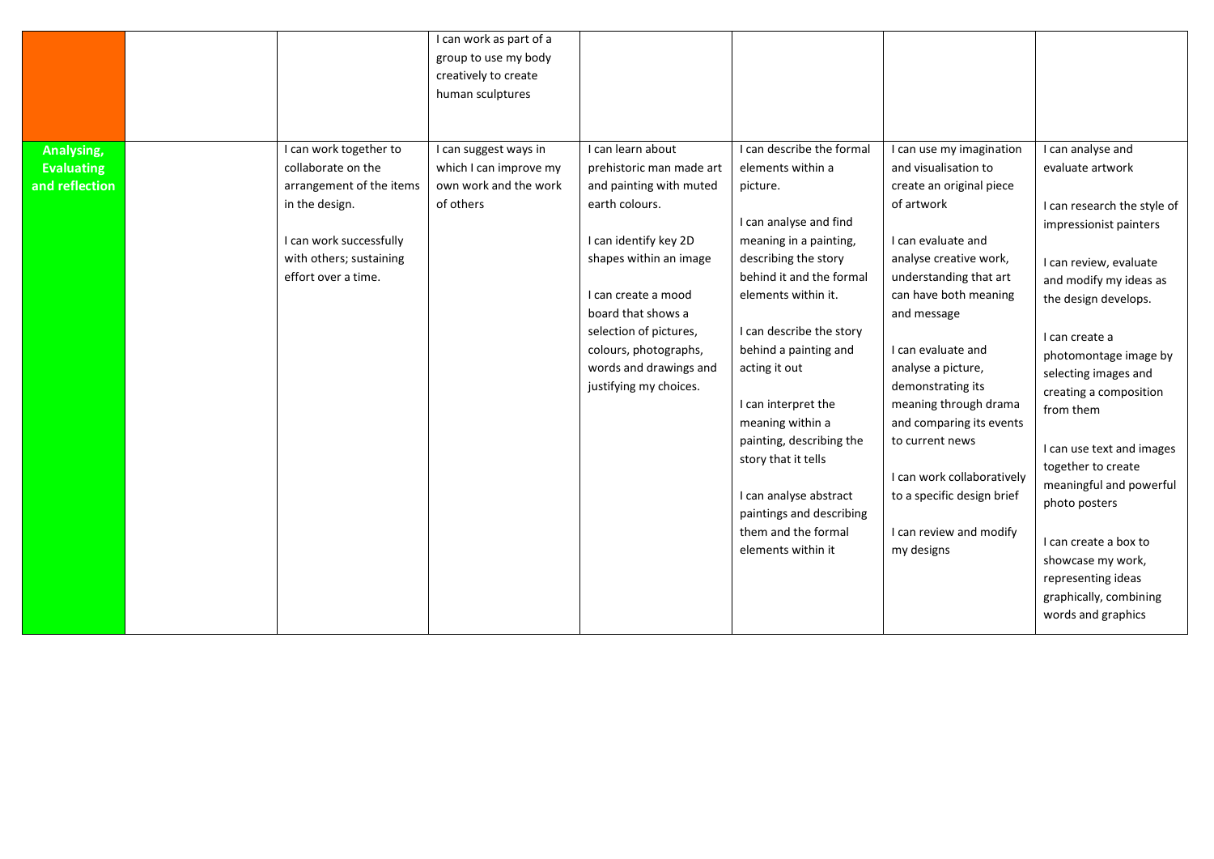| | | | | | | | |
|---|---|---|---|---|---|---|---|
| | | | I can work as part of a group to use my body creatively to create human sculptures | | | | |
| **Analysing, Evaluating and reflection** | | I can work together to collaborate on the arrangement of the items in the design.<br><br>I can work successfully with others; sustaining effort over a time. | I can suggest ways in which I can improve my own work and the work of others | I can learn about prehistoric man made art and painting with muted earth colours.<br><br>I can identify key 2D shapes within an image<br><br>I can create a mood board that shows a selection of pictures, colours, photographs, words and drawings and justifying my choices. | I can describe the formal elements within a picture.<br><br>I can analyse and find meaning in a painting, describing the story behind it and the formal elements within it.<br><br>I can describe the story behind a painting and acting it out<br><br>I can interpret the meaning within a painting, describing the story that it tells<br><br>I can analyse abstract paintings and describing them and the formal elements within it | I can use my imagination and visualisation to create an original piece of artwork<br><br>I can evaluate and analyse creative work, understanding that art can have both meaning and message<br><br>I can evaluate and analyse a picture, demonstrating its meaning through drama and comparing its events to current news<br><br>I can work collaboratively to a specific design brief<br><br>I can review and modify my designs | I can analyse and evaluate artwork<br><br>I can research the style of impressionist painters<br><br>I can review, evaluate and modify my ideas as the design develops.<br><br>I can create a photomontage image by selecting images and creating a composition from them<br><br>I can use text and images together to create meaningful and powerful photo posters<br><br>I can create a box to showcase my work, representing ideas graphically, combining words and graphics |